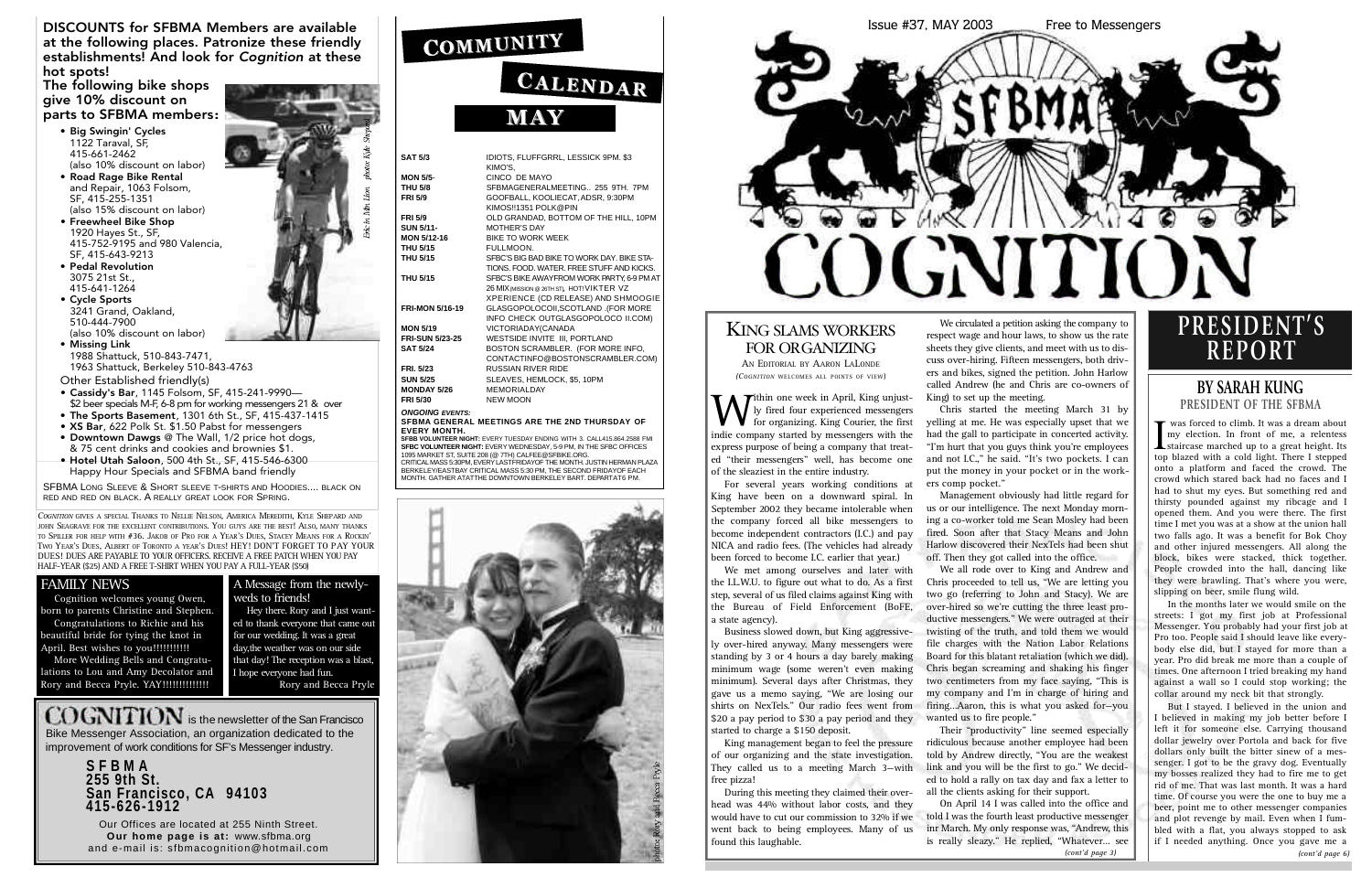**DISCOUNTS for SFBMA Members are available at the following places. Patronize these friendly establishments! And look for *Cognition* at these hot spots!**

**The following bike shops give 10% discount on parts to SFBMA members:**

- **Big Swingin' Cycles** 1122 Taraval, SF, 415-661-2462 (also 10% discount on labor)
- **Road Rage Bike Rental** and Repair, 1063 Folsom, SF, 415-255-1351 (also 15% discount on labor)
- **Freewheel Bike Shop** 1920 Hayes St., SF, 415-752-9195 and 980 Valencia, SF, 415-643-9213
- **Pedal Revolution** 3075 21st St., 415-641-1264
- **Cycle Sports** 3241 Grand, Oakland, 510-444-7900 (also 10% discount on labor)
- **Missing Link** 1988 Shattuck, 510-843-7471, 1963 Shattuck, Berkeley 510-843-4763

Other Established friendly(s)

- **Cassidy's Bar**, 1145 Folsom, SF, 415-241-9990— $2 beer specials M-F, 6-8 pm for working messengers 21 & over
- **The Sports Basement**, 1301 6th St., SF, 415-437-1415
- **XS Bar**, 622 Polk St. $1.50 Pabst for messengers
- **Downtown Dawgs** @ The Wall, 1/2 price hot dogs, & 75 cent drinks and cookies and brownies $1.
- **Hotel Utah Saloon**, 500 4th St., SF, 415-546-6300 Happy Hour Specials and SFBMA band friendly

SFBMA LONG SLEEVE & SHORT SLEEVE T-SHIRTS AND HOODIES.... BLACK ON RED AND RED ON BLACK. A REALLY GREAT LOOK FOR SPRING.

Eric in Mtn. Lion. photo: Kyle Shepard

*COGNITION* GIVES A SPECIAL THANKS TO NELLIE NELSON, AMERICA MEREDITH, KYLE SHEPARD AND JOHN SEAGRAVE FOR THE EXCELLENT CONTRIBUTIONS. YOU GUYS ARE THE BEST! ALSO, MANY THANKS TO SPILLER FOR HELP WITH #36. JAKOB OF PRO FOR A YEAR'S DUES, STACEY MEANS FOR A ROCKIN' TWO YEAR'S DUES, ALBERT OF TORONTO A YEAR'S DUES! HEY! DON'T FORGET TO PAY YOUR DUES! DUES ARE PAYABLE TO YOUR OFFICERS. RECEIVE A FREE PATCH WHEN YOU PAY HALF-YEAR ($25) AND A FREE T-SHIRT WHEN YOU PAY A FULL-YEAR ($50)

## FAMILY NEWS

Cognition welcomes young Owen, born to parents Christine and Stephen.

Congratulations to Richie and his beautiful bride for tying the knot in April. Best wishes to you!!!!!!!!!!!

More Wedding Bells and Congratulations to Lou and Amy Decolator and Rory and Becca Pryle. YAY!!!!!!!!!!!!!!

## A Message from the newly-weds to friends!

Hey there. Rory and I just wanted to thank everyone that came out for our wedding. It was a great day, the weather was on our side that day! The reception was a blast, I hope everyone had fun.

Rory and Becca Pryle

**COGNITION** is the newsletter of the San Francisco Bike Messenger Association, an organization dedicated to the improvement of work conditions for SF's Messenger industry.

**SFBMA**
**255 9th St.**
**San Francisco, CA 94103**
**415-626-1912**

Our Offices are located at 255 Ninth Street.
**Our home page is at:** www.sfbma.org
and e-mail is: sfbmacognition@hotmail.com

# COMMUNITY CALENDAR

## MAY

| | |
|---|---|
| **SAT 5/3** | IDIOTS, FLUFFGRRL, LESSICK 9PM. $3 KIMO'S, |
| **MON 5/5-** | CINCO DE MAYO |
| **THU 5/8** | SFBMAGENERALMEETING.. 255 9TH. 7PM |
| **FRI 5/9** | GOOFBALL, KOOLIECAT, ADSR, 9:30PM KIMOS!!1351 POLK@PIN |
| **FRI 5/9** | OLD GRANDAD, BOTTOM OF THE HILL, 10PM |
| **SUN 5/11-** | MOTHER'S DAY |
| **MON 5/12-16** | BIKE TO WORK WEEK |
| **THU 5/15** | FULLMOON. |
| **THU 5/15** | SFBC'S BIG BAD BIKE TO WORK DAY. BIKE STATIONS. FOOD. WATER. FREE STUFF AND KICKS. |
| **THU 5/15** | SFBC'S BIKE AWAYFROM WORK PARTY, 6-9 PM AT 26 MIX(MISSION @ 26TH ST), HOT!VIKTER VZ XPERIENCE (CD RELEASE) AND SHMOOGIE |
| **FRI-MON 5/16-19** | GLASGOPOLOCOII,SCOTLAND .(FOR MORE INFO CHECK OUTGLASGOPOLOCO II.COM) |
| **MON 5/19** | VICTORIADAY(CANADA |
| **FRI-SUN 5/23-25** | WESTSIDE INVITE III, PORTLAND |
| **SAT 5/24** | BOSTON SCRAMBLER. (FOR MORE INFO, CONTACTINFO@BOSTONSCRAMBLER.COM) |
| **FRI. 5/23** | RUSSIAN RIVER RIDE |
| **SUN 5/25** | SLEAVES, HEMLOCK, $5, 10PM |
| **MONDAY 5/26** | MEMORIALDAY |
| **FRI 5/30** | NEW MOON |

***ONGOING EVENTS:***

**SFBMA GENERAL MEETINGS ARE THE 2ND THURSDAY OF EVERY MONTH.**

**SFBB VOLUNTEER NIGHT:** EVERY TUESDAY ENDING WITH 3. CALL415.864.2588 FMI
**SFBC VOLUNTEER NIGHT:** EVERY WEDNESDAY, 5-9 PM, IN THE SFBC OFFICES 1095 MARKET ST, SUITE 208 (@ 7TH) CALFEE@SFBIKE.ORG.
CRITICAL MASS 5:30PM, EVERY LASTFRIDAYOF THE MONTH. JUSTIN HERMAN PLAZA
BERKELEY/EASTBAY CRITICAL MASS 5:30 PM, THE SECOND FRIDAYOF EACH MONTH. GATHER ATATTHE DOWNTOWN BERKELEY BART. DEPARTAT6 PM.

photo: Rory and Becca Pryle

Issue #37, MAY 2003 Free to Messengers

# SFBMA COGNITION

## KING SLAMS WORKERS FOR ORGANIZING

AN EDITORIAL BY AARON LALONDE
*(COGNITION WELCOMES ALL POINTS OF VIEW)*

Within one week in April, King unjustly fired four experienced messengers for organizing. King Courier, the first indie company started by messengers with the express purpose of being a company that treated "their messengers" well, has become one of the sleaziest in the entire industry.

For several years working conditions at King have been on a downward spiral. In September 2002 they became intolerable when the company forced all bike messengers to become independent contractors (I.C.) and pay NICA and radio fees. (The vehicles had already been forced to become I.C. earlier that year.)

We met among ourselves and later with the I.L.W.U. to figure out what to do. As a first step, several of us filed claims against King with the Bureau of Field Enforcement (BoFE, a state agency).

Business slowed down, but King aggressively over-hired anyway. Many messengers were standing by 3 or 4 hours a day barely making minimum wage (some weren't even making minimum). Several days after Christmas, they gave us a memo saying, "We are losing our shirts on NexTels." Our radio fees went from $20 a pay period to $30 a pay period and they started to charge a $150 deposit.

King management began to feel the pressure of our organizing and the state investigation. They called us to a meeting March 3—with free pizza!

During this meeting they claimed their overhead was 44% without labor costs, and they would have to cut our commission to 32% if we went back to being employees. Many of us found this laughable.

We circulated a petition asking the company to respect wage and hour laws, to show us the rate sheets they give clients, and meet with us to discuss over-hiring. Fifteen messengers, both drivers and bikes, signed the petition. John Harlow called Andrew (he and Chris are co-owners of King) to set up the meeting.

Chris started the meeting March 31 by yelling at me. He was especially upset that we had the gall to participate in concerted activity. "I'm hurt that you guys think you're employees and not I.C.," he said. "It's two pockets. I can put the money in your pocket or in the workers comp pocket."

Management obviously had little regard for us or our intelligence. The next Monday morning a co-worker told me Sean Mosley had been fired. Soon after that Stacy Means and John Harlow discovered their NexTels had been shut off. Then they got called into the office.

We all rode over to King and Andrew and Chris proceeded to tell us, "We are letting you two go (referring to John and Stacy). We are over-hired so we're cutting the three least productive messengers." We were outraged at their twisting of the truth, and told them we would file charges with the National Labor Relations Board for this blatant retaliation (which we did). Chris began screaming and shaking his finger two centimeters from my face saying, "This is my company and I'm in charge of hiring and firing...Aaron, this is what you asked for—you wanted us to fire people."

Their "productivity" line seemed especially ridiculous because another employee had been told by Andrew directly, "You are the weakest link and you will be the first to go." We decided to hold a rally on tax day and fax a letter to all the clients asking for their support.

On April 14 I was called into the office and told I was the fourth least productive messenger inr March. My only response was, "Andrew, this is really sleazy." He replied, "Whatever... see

*(cont'd page 3)*

# PRESIDENT'S REPORT

## BY SARAH KUNG
PRESIDENT OF THE SFBMA

I was forced to climb. It was a dream about my election. In front of me, a relentless staircase marched up to a great height. Its top blazed with a cold light. There I stepped onto a platform and faced the crowd. The crowd which stared back had no faces and I had to shut my eyes. But something red and thirsty pounded against my ribcage and I opened them. And you were there. The first time I met you was at a show at the union hall two falls ago. It was a benefit for Bok Choy and other injured messengers. All along the block, bikes were stacked, thick together. People crowded into the hall, dancing like they were brawling. That's where you were, slipping on beer, smile flung wild.

In the months later we would smile on the streets: I got my first job at Professional Messenger. You probably had your first job at Pro too. People said I should leave like everybody else did, but I stayed for more than a year. Pro did break me more than a couple of times. One afternoon I tried breaking my hand against a wall so I could stop working; the collar around my neck bit that strongly.

But I stayed. I believed in the union and I believed in making my job better before I left it for someone else. Carrying thousand dollar jewelry over Portola and back for five dollars only built the bitter sinew of a messenger. I got to be the gravy dog. Eventually my bosses realized they had to fire me to get rid of me. That was last month. It was a hard time. Of course you were the one to buy me a beer, point me to other messenger companies and plot revenge by mail. Even when I fumbled with a flat, you always stopped to ask if I needed anything. Once you gave me a

*(cont'd page 6)*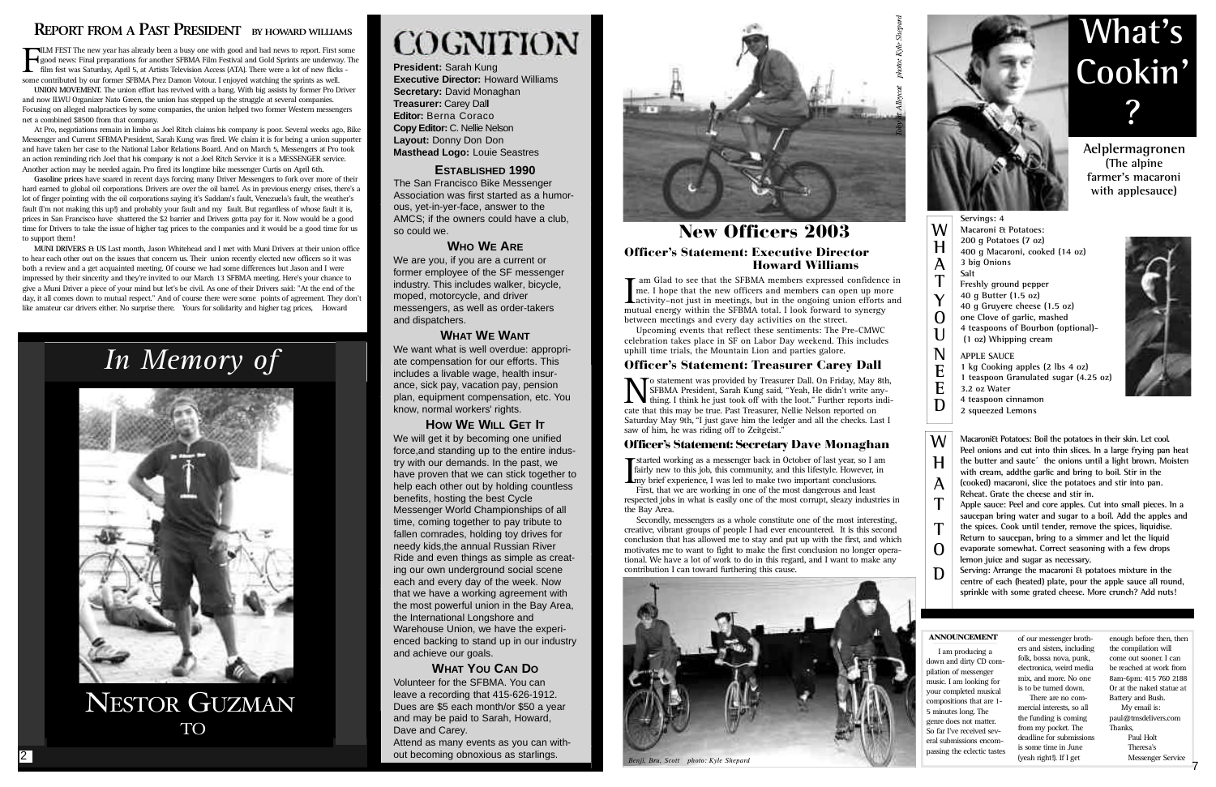## Report from a Past President by Howard Williams

**FILM FEST** The new year has already been a busy one with good and bad news to report. First some good news: Final preparations for another SFBMA Film Festival and Gold Sprints are underway. The film fest was Saturday, April 5, at Artists Television Access [ATA]. There were a lot of new flicks - some contributed by our former SFBMA Prez Damon Votour. I enjoyed watching the sprints as well.

**UNION MOVEMENT.** The union effort has revived with a bang. With big assists by former Pro Driver and now ILWU Organizer Nato Green, the union has stepped up the struggle at several companies. Focusing on alleged malpractices by some companies, the union helped two former Western messengers net a combined $8500 from that company.

At Pro, negotiations remain in limbo as Joel Ritch claims his company is poor. Several weeks ago, Bike Messenger and Current SFBMA President, Sarah Kung was fired. We claim it is for being a union supporter and have taken her case to the National Labor Relations Board. And on March 5, Messengers at Pro took an action reminding rich Joel that his company is not a Joel Ritch Service it is a MESSENGER service. Another action may be needed again. Pro fired its longtime bike messenger Curtis on April 6th.

**Gasoline prices** have soared in recent days forcing many Driver Messengers to fork over more of their hard earned to global oil corporations. Drivers are over the oil barrel. As in previous energy crises, there's a lot of finger pointing with the oil corporations saying it's Saddam's fault, Venezuela's fault, the weather's fault (I'm not making this up!) and probably your fault and my fault. But regardless of whose fault it is, prices in San Francisco have shattered the $2 barrier and Drivers gotta pay for it. Now would be a good time for Drivers to take the issue of higher tag prices to the companies and it would be a good time for us to support them!

**MUNI DRIVERS & US** Last month, Jason Whitehead and I met with Muni Drivers at their union office to hear each other out on the issues that concern us. Their union recently elected new officers so it was both a review and a get acquainted meeting. Of course we had some differences but Jason and I were impressed by their sincerity and they're invited to our March 13 SFBMA meeting. Here's your chance to give a Muni Driver a piece of your mind but let's be civil. As one of their Drivers said: "At the end of the day, it all comes down to mutual respect." And of course there were some points of agreement. They don't like amateur car drivers either. No surprise there. Yours for solidarity and higher tag prices, Howard

## In Memory of

NESTOR GUZMAN

TO

# COGNITION

**President:** Sarah Kung
**Executive Director:** Howard Williams
**Secretary:** David Monaghan
**Treasurer:** Carey Dall
**Editor:** Berna Coraco
**Copy Editor:** C. Nellie Nelson
**Layout:** Donny Don Don
**Masthead Logo:** Louie Seastres

### ESTABLISHED 1990

The San Francisco Bike Messenger Association was first started as a humorous, yet-in-yer-face, answer to the AMCS; if the owners could have a club, so could we.

### WHO WE ARE

We are you, if you are a current or former employee of the SF messenger industry. This includes walker, bicycle, moped, motorcycle, and driver messengers, as well as order-takers and dispatchers.

### WHAT WE WANT

We want what is well overdue: appropriate compensation for our efforts. This includes a livable wage, health insurance, sick pay, vacation pay, pension plan, equipment compensation, etc. You know, normal workers' rights.

### HOW WE WILL GET IT

We will get it by becoming one unified force,and standing up to the entire industry with our demands. In the past, we have proven that we can stick together to help each other out by holding countless benefits, hosting the best Cycle Messenger World Championships of all time, coming together to pay tribute to fallen comrades, holding toy drives for needy kids,the annual Russian River Ride and even things as simple as creating our own underground social scene each and every day of the week. Now that we have a working agreement with the most powerful union in the Bay Area, the International Longshore and Warehouse Union, we have the experienced backing to stand up in our industry and achieve our goals.

### WHAT YOU CAN DO

Volunteer for the SFBMA. You can leave a recording that 415-626-1912. Dues are $5 each month/or $50 a year and may be paid to Sarah, Howard, Dave and Carey.

Attend as many events as you can without becoming obnoxious as starlings.

*Tobyat Alleycat photo: Kyle Shepard*

# New Officers 2003

### Officer's Statement: Executive Director Howard Williams

I am Glad to see that the SFBMA members expressed confidence in me. I hope that the new officers and members can open up more activity–not just in meetings, but in the ongoing union efforts and mutual energy within the SFBMA total. I look forward to synergy between meetings and every day activities on the street.

Upcoming events that reflect these sentiments: The Pre-CMWC celebration takes place in SF on Labor Day weekend. This includes uphill time trials, the Mountain Lion and parties galore.

### Officer's Statement: Treasurer Carey Dall

No statement was provided by Treasurer Dall. On Friday, May 8th, SFBMA President, Sarah Kung said, "Yeah, He didn't write anything. I think he just took off with the loot." Further reports indicate that this may be true. Past Treasurer, Nellie Nelson reported on Saturday May 9th,"I just gave him the ledger and all the checks. Last I saw of him, he was riding off to Zeitgeist."

### Officer's Statement: Secretary Dave Monaghan

I started working as a messenger back in October of last year, so I am fairly new to this job, this community, and this lifestyle. However, in my brief experience, I was led to make two important conclusions.

First, that we are working in one of the most dangerous and least respected jobs in what is easily one of the most corrupt, sleazy industries in the Bay Area.

Secondly, messengers as a whole constitute one of the most interesting, creative, vibrant groups of people I had ever encountered. It is this second conclusion that has allowed me to stay and put up with the first, and which motivates me to want to fight to make the first conclusion no longer operational. We have a lot of work to do in this regard, and I want to make any contribution I can toward furthering this cause.

*Benji, Bru, Scott photo: Kyle Shepard*

# What's Cookin'?

**Aelplermagronen**
**(The alpine farmer's macaroni with applesauce)**

### WHAT YOU NEED

Servings: 4

Macaroni & Potatoes:
- 200 g Potatoes (7 oz)
- 400 g Macaroni, cooked (14 oz)
- 3 big Onions
- Salt
- Freshly ground pepper
- 40 g Butter (1.5 oz)
- 40 g Gruyere cheese (1.5 oz)
- one Clove of garlic, mashed
- 4 teaspoons of Bourbon (optional)- (1 oz) Whipping cream

APPLE SAUCE
- 1 kg Cooking apples (2 lbs 4 oz)
- 1 teaspoon Granulated sugar (4.25 oz)
- 3.2 oz Water
- 4 teaspoon cinnamon
- 2 squeezed Lemons

### WHAT TO DO

Macaroni& Potatoes: Boil the potatoes in their skin. Let cool. Peel onions and cut into thin slices. In a large frying pan heat the butter and saute´ the onions until a light brown. Moisten with cream, addthe garlic and bring to boil. Stir in the (cooked) macaroni, slice the potatoes and stir into pan. Reheat. Grate the cheese and stir in.

Apple sauce: Peel and core apples. Cut into small pieces. In a saucepan bring water and sugar to a boil. Add the apples and the spices. Cook until tender, remove the spices, liquidise. Return to saucepan, bring to a simmer and let the liquid evaporate somewhat. Correct seasoning with a few drops lemon juice and sugar as necessary.

Serving: Arrange the macaroni & potatoes mixture in the centre of each (heated) plate, pour the apple sauce all round, sprinkle with some grated cheese. More crunch? Add nuts!

### ANNOUNCEMENT

I am producing a down and dirty CD compilation of messenger music. I am looking for your completed musical compositions that are 1-5 minutes long. The genre does not matter. So far I've received several submissions encompassing the eclectic tastes of our messenger brothers and sisters, including folk, bossa nova, punk, electronica, weird media mix, and more. No one is to be turned down.

There are no commercial interests, so all the funding is coming from my pocket. The deadline for submissions is some time in June (yeah right!). If I get enough before then, then the compilation will come out sooner. I can be reached at work from 8am-6pm: 415 760 2188 Or at the naked statue at Battery and Bush.

My email is: paul@tmsdelivers.com

Thanks,
Paul Holt
Theresa's Messenger Service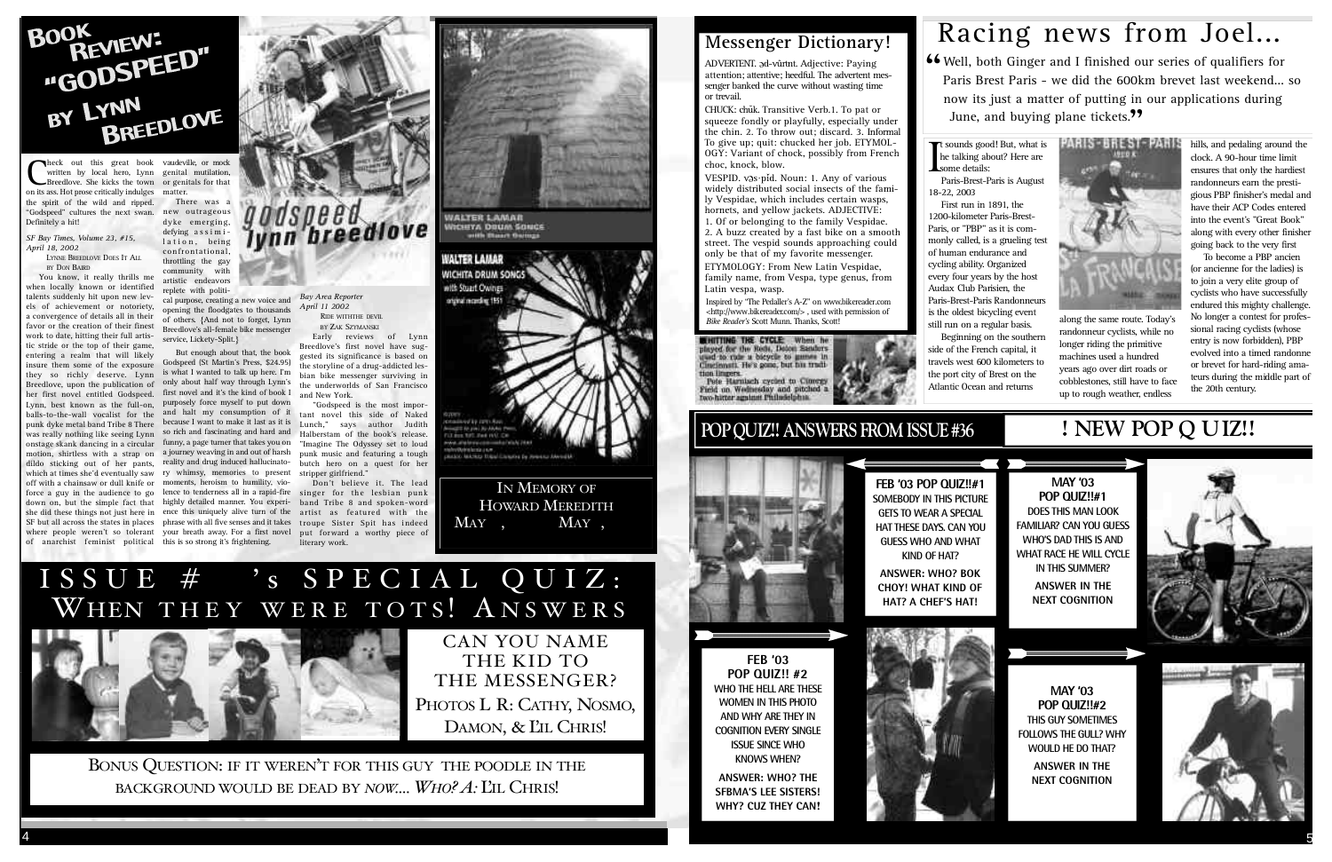# Book Review: "Godspeed" by Lynn Breedlove

Check out this great book written by local hero, Lynn Breedlove. She kicks the town on its ass. Hot prose critically indulges the spirit of the wild and ripped. "Godspeed" cultures the next swan. Definitely a hit!

*SF Bay Times, Volume 23, #15, April 18, 2002*

LYNNE BREEDLOVE DOES IT ALL
BY DON BAIRD

You know, it really thrills me when locally known or identified talents suddenly hit upon new levels of achievement or notoriety, a convergence of details all in their favor or the creation of their finest work to date, hitting their full artistic stride or the top of their game, entering a realm that will likely insure them some of the exposure they so richly deserve. Lynn Breedlove, upon the publication of her first novel entitled Godspeed. Lynn, best known as the full-on, balls-to-the-wall vocalist for the punk dyke metal band Tribe 8 There was really nothing like seeing Lynn onstage skank dancing in a circular motion, shirtless with a strap on dildo sticking out of her pants, which at times she'd eventually saw off with a chainsaw or dull knife or force a guy in the audience to go down on, but the simple fact that she did these things not just here in SF but all across the states in places where people weren't so tolerant of anarchist feminist political vaudeville, or mock genital mutilation, or genitals for that matter.

There was a new outrageous dyke emerging, defying assimilation, being confrontational, throttling the gay community with artistic endeavors replete with political purpose, creating a new voice and opening the floodgates to thousands of others. {And not to forget, Lynn Breedlove's all-female bike messenger service, Lickety-Split.}

But enough about that, the book Godspeed (St Martin's Press, $24.95) is what I wanted to talk up here. I'm only about half way through Lynn's first novel and it's the kind of book I purposely force myself to put down and halt my consumption of it because I want to make it last as it is so rich and fascinating and hard and funny, a page turner that takes you on a journey weaving in and out of harsh reality and drug induced hallucinatory whimsy, memories to present moments, heroism to humility, violence to tenderness all in a rapid-fire highly detailed manner. You experience this uniquely alive turn of the phrase with all five senses and it takes your breath away. For a first novel this is so strong it's frightening.

*Bay Area Reporter April 11 2002*

RIDE WITH THE DEVIL
BY ZAK SZYMANSKI

Early reviews of Lynn Breedlove's first novel have suggested its significance is based on the storyline of a drug-addicted lesbian bike messenger surviving in the underworlds of San Francisco and New York.

"Godspeed is the most important novel this side of Naked Lunch," says author Judith Halberstam of the book's release. "Imagine The Odyssey set to loud punk music and featuring a tough butch hero on a quest for her stripper girlfriend."

Don't believe it. The lead singer for the lesbian punk band Tribe 8 and spoken-word artist as featured with the troupe Sister Spit has indeed put forward a worthy piece of literary work.

In Memory of Howard Meredith
May , May ,

# Issue # 's Special Quiz: When They Were Tots! Answers

CAN YOU NAME THE KID TO THE MESSENGER?
PHOTOS L R: CATHY, NOSMO, DAMON, & L'IL CHRIS!

BONUS QUESTION: IF IT WEREN'T FOR THIS GUY THE POODLE IN THE BACKGROUND WOULD BE DEAD BY *NOW.... WHO? A:* L'IL CHRIS!

## Messenger Dictionary!

ADVERTENT. əd-vûrtnt. Adjective: Paying attention; attentive; heedful. The advertent messenger banked the curve without wasting time or trevail.

CHUCK: chŭk. Transitive Verb.1. To pat or squeeze fondly or playfully, especially under the chin. 2. To throw out; discard. 3. Informal To give up; quit: chucked her job. ETYMOLOGY: Variant of chock, possibly from French choc, knock, blow.

VESPID. vĕs-pĭd. Noun: 1. Any of various widely distributed social insects of the family Vespidae, which includes certain wasps, hornets, and yellow jackets. ADJECTIVE: 1. Of or belonging to the family Vespidae. 2. A buzz created by a fast bike on a smooth street. The vespid sounds approaching could only be that of my favorite messenger. ETYMOLOGY: From New Latin Vespidae, family name, from Vespa, type genus, from Latin vespa, wasp.

Inspired by "The Pedaller's A-Z" on www.bikereader.com <http://www.bikereader.com/> , used with permission of *Bike Reader's* Scott Munn. Thanks, Scott!

HITTING THE CYCLE: When he played for the Reds, Deion Sanders used to ride a bicycle to games in Cincinnati. He's gone, but his tradition lingers.
Pete Harnisch cycled to Cinergy Field on Wednesday and pitched a two-hitter against Philadelphia.

## Racing news from Joel...

"Well, both Ginger and I finished our series of qualifiers for Paris Brest Paris - we did the 600km brevet last weekend... so now its just a matter of putting in our applications during June, and buying plane tickets."

It sounds good! But, what is he talking about? Here are some details:

Paris-Brest-Paris is August 18-22, 2003

First run in 1891, the 1200-kilometer Paris-Brest-Paris, or "PBP" as it is commonly called, is a grueling test of human endurance and cycling ability. Organized every four years by the host Audax Club Parisien, the Paris-Brest-Paris Randonneurs is the oldest bicycling event still run on a regular basis.

Beginning on the southern side of the French capital, it travels west 600 kilometers to the port city of Brest on the Atlantic Ocean and returns along the same route. Today's randonneur cyclists, while no longer riding the primitive machines used a hundred years ago over dirt roads or cobblestones, still have to face up to rough weather, endless hills, and pedaling around the clock. A 90-hour time limit ensures that only the hardiest randonneurs earn the prestigious PBP finisher's medal and have their ACP Codes entered into the event's "Great Book" along with every other finisher going back to the very first

To become a PBP ancien (or ancienne for the ladies) is to join a very elite group of cyclists who have successfully endured this mighty challenge. No longer a contest for professional racing cyclists (whose entry is now forbidden), PBP evolved into a timed randonne or brevet for hard-riding amateurs during the middle part of the 20th century.

## POP QUIZ!! ANSWERS FROM ISSUE #36

**FEB '03 POP QUIZ!!#1**
SOMEBODY IN THIS PICTURE GETS TO WEAR A SPECIAL HAT THESE DAYS. CAN YOU GUESS WHO AND WHAT KIND OF HAT?

**ANSWER: WHO? BOK CHOY! WHAT KIND OF HAT? A CHEF'S HAT!**

**FEB '03 POP QUIZ!! #2**
WHO THE HELL ARE THESE WOMEN IN THIS PHOTO AND WHY ARE THEY IN COGNITION EVERY SINGLE ISSUE SINCE WHO KNOWS WHEN?

**ANSWER: WHO? THE SFBMA'S LEE SISTERS! WHY? CUZ THEY CAN!**

## ! NEW POP QUIZ!!

**MAY '03 POP QUIZ!!#1**
DOES THIS MAN LOOK FAMILIAR? CAN YOU GUESS WHO'S DAD THIS IS AND WHAT RACE HE WILL CYCLE IN THIS SUMMER?

**ANSWER IN THE NEXT COGNITION**

**MAY '03 POP QUIZ!!#2**
THIS GUY SOMETIMES FOLLOWS THE GULL? WHY WOULD HE DO THAT?

**ANSWER IN THE NEXT COGNITION**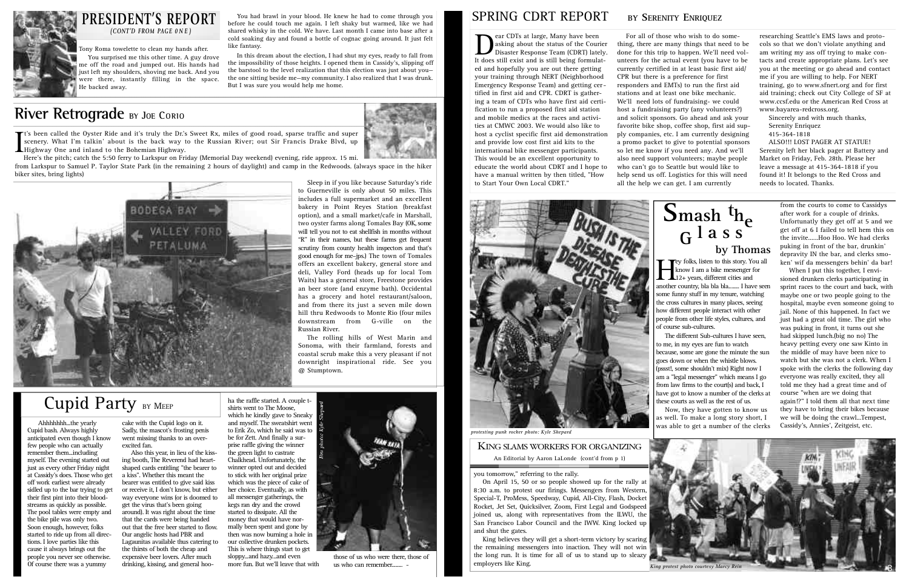## PRESIDENT'S REPORT

*(CONT'D FROM PAGE ONE)*

Tony Roma towelette to clean my hands after.

You surprised me this other time. A guy drove me off the road and jumped out. His hands had just left my shoulders, shoving me back. And you were there, instantly filling in the space. He backed away.

You had brawl in your blood. He knew he had to come through you before he could touch me again. I left shaky but warmed, like we had shared whisky in the cold. We have. Last month I came into base after a cold soaking day and found a bottle of cognac going around. It just felt like fantasy.

In this dream about the election, I had shut my eyes, ready to fall from the impossibility of those heights. I opened them in Cassidy's, slipping off the barstool to the level realization that this election was just about you—the one sitting beside me—my community. I also realized that I was drunk. But I was sure you would help me home.

## River Retrograde BY JOE CORIO

It's been called the Oyster Ride and it's truly the Dr.'s Sweet Rx, miles of good road, sparse traffic and super scenery. What I'm talkin' about is the back way to the Russian River; out Sir Francis Drake Blvd, up Highway One and inland to the Bohemian Highway.

Here's the pitch; catch the 5:50 ferry to Larkspur on Friday (Memorial Day weekend) evening, ride approx. 15 mi. from Larkspur to Samuel P. Taylor State Park (in the remaining 2 hours of daylight) and camp in the Redwoods. (always space in the hiker biker sites, bring lights)

Sleep in if you like because Saturday's ride to Guerneville is only about 50 miles. This includes a full supermarket and an excellent bakery in Point Reyes Station (breakfast option), and a small market/cafe in Marshall, two oyster farms along Tomales Bay (OK, some will tell you not to eat shellfish in months without "R" in their names, but these farms get frequent scrutiny from county health inspectors and that's good enough for me–jps.) The town of Tomales offers an excellent bakery, general store and deli, Valley Ford (heads up for local Tom Waits) has a general store, Freestone provides an beer store (and enzyme bath). Occidental has a grocery and hotel restaurant/saloon, and from there its just a seven mile down hill thru Redwoods to Monte Rio (four miles downstream from G-ville on the Russian River.

The rolling hills of West Marin and Sonoma, with their farmland, forests and coastal scrub make this a very pleasant if not downright inspirational ride. See you @ Stumptown.

## Cupid Party BY MEEP

Ahhhhhhh...the yearly Cupid bash. Always highly anticipated even though I know few people who can actually remember them...including myself. The evening started out just as every other Friday night at Cassidy's does. Those who get off work earliest were already sidled up to the bar trying to get their first pint into their bloodstreams as quickly as possible. The pool tables were empty and the bike pile was only two. Soon enough, however, folks started to ride up from all directions. I love parties like this cause it always brings out the people you never see otherwise. Of course there was a yummy cake with the Cupid logo on it. Sadly, the mascot's frosting penis went missing thanks to an over-excited fan.

Also this year, in lieu of the kissing booth, The Reverend had heart-shaped cards entitling "the bearer to a kiss". Whether this meant the bearer was entitled to give said kiss or receive it, I don't know, but either way everyone wins (or is doomed to get the virus that's been going around). It was right about the time that the cards were being handed out that the free beer started to flow. Our angelic hosts had PBR and Lagaunitas available thus catering to the thirsts of both the cheap and expensive beer lovers. After much drinking, kissing, and general hoo-ha the raffle started. A couple t-shirts went to The Moose, which he kindly gave to Sneaky and myself. The sweatshirt went to Erik Zo, which he said was to be for Zett. And finally a surprise raffle giving the winner the green light to castrate Chalkhead. Unfortunately, the winner opted out and decided to stick with her original prize which was the piece of cake of her choice. Eventually, as with all messenger gatherings, the kegs ran dry and the crowd started to dissipate. All the money that would have normally been spent and gone by then was now burning a hole in our collective drunken pockets. This is where things start to get sloppy...and hazy...and even more fun. But we'll leave that with those of us who were there, those of us who can remember........ -

*Fun photos: Kyle Shepard*

## SPRING CDRT REPORT BY SERENITY ENRIQUEZ

Dear CDTs at large, Many have been asking about the status of the Courier Disaster Response Team (CDRT) lately. It does still exist and is still being formulated and hopefully you are out there getting your training through NERT (Neighborhood Emergency Response Team) and getting certified in first aid and CPR. CDRT is gathering a team of CDTs who have first aid certification to run a proposed first aid station and mobile medics at the races and activities at CMWC 2003. We would also like to host a cyclist specific first aid demonstration and provide low cost first aid kits to the international bike messenger participants. This would be an excellent opportunity to educate the world about CDRT and I hope to have a manual written by then titled, "How to Start Your Own Local CDRT."

For all of those who wish to do something, there are many things that need to be done for this trip to happen. We'll need volunteers for the actual event (you have to be currently certified in at least basic first aid/CPR but there is a preference for first responders and EMTs) to run the first aid stations and at least one bike mechanic. We'll need lots of fundraising- we could host a fundraising party (any volunteers?) and solicit sponsors. Go ahead and ask your favorite bike shop, coffee shop, first aid supply companies, etc. I am currently designing a promo packet to give to potential sponsors so let me know if you need any. And we'll also need support volunteers; maybe people who can't go to Seattle but would like to help send us off. Logistics for this will need all the help we can get. I am currently researching Seattle's EMS laws and protocols so that we don't violate anything and am writing my ass off trying to make contacts and create appropriate plans. Let's see you at the meeting or go ahead and contact me if you are willing to help. For NERT training, go to www.sfnert.org and for first aid training; check out City College of SF at www.ccsf.edu or the American Red Cross at www.bayarea-redcross.org.

Sincerely and with much thanks,
Serenity Enriquez
415-364-1818

ALSO!!! LOST PAGER AT STATUE! Serenity left her black pager at Battery and Market on Friday, Feb. 28th. Please her leave a message at 415-364-1818 if you found it! It belongs to the Red Cross and needs to located. Thanks.

*protesting punk rocker photo: Kyle Shepard*

## Smash the Glass

### by Thomas

Hey folks, listen to this story. You all know I am a bike messenger for 12+ years, different cities and another country, bla bla bla....... I have seen some funny stuff in my tenure, watching the cross cultures in many places, seeing how different people interact with other people from other life styles, cultures, and of course sub-cultures.

The different Sub-cultures I have seen, to me, in my eyes are fun to watch because, some are gone the minute the sun goes down or when the whistle blows. (pssst!, some shouldn't mix) Right now I am a "legal messenger" which means I go from law firms to the court(s) and back, I have got to know a number of the clerks at these courts as well as the rest of us.

Now, they have gotten to know us as well. To make a long story short, I was able to get a number of the clerks from the courts to come to Cassidys after work for a couple of drinks. Unfortunatly they get off at 5 and we get off at 6 I failed to tell hem this on the invite......Hoo Hoo. We had clerks puking in front of the bar, drunkin' depravity IN the bar, and clerks smoken' wif da messengers behin' da bar!

When I put this together, I envisioned drunken clerks participating in sprint races to the court and back, with maybe one or two people going to the hospital, maybe even someone going to jail. None of this happened. In fact we just had a great old time. The girl who was puking in front, it turns out she had skipped lunch.(big no no) The heavy petting every one saw Kinto in the middle of may have been nice to watch but she was not a clerk. When I spoke with the clerks the following day everyone was really excited, they all told me they had a great time and of course "when are we doing that again!?" I told them all that next time they have to bring their bikes because we will be doing the crawl...Tempest, Cassidy's, Annies', Zeitgeist, etc.

## KING SLAMS WORKERS FOR ORGANIZING

An Editorial by Aaron LaLonde (cont'd from p 1)

you tomorrow," referring to the rally.

On April 15, 50 or so people showed up for the rally at 8:30 a.m. to protest our firings. Messengers from Western, Special-T, ProMess, Speedway, Cupid, All-City, Flash, Docket Rocket, Jet Set, Quicksilver, Zoom, First Legal and Godspeed joined us, along with representatives from the ILWU, the San Francisco Labor Council and the IWW. King locked up and shut the gates.

King believes they will get a short-term victory by scaring the remaining messengers into inaction. They will not win the long run. It is time for all of us to stand up to sleazy employers like King.

*King protest photo courtesy Marcy Rein*